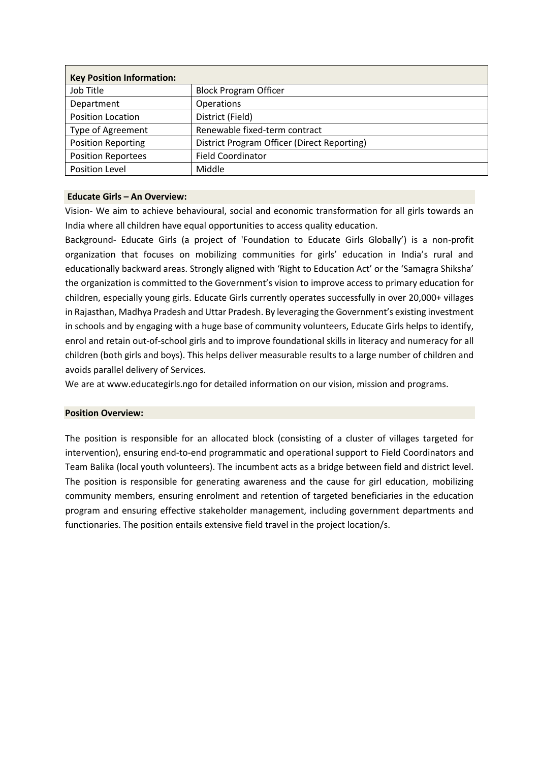| Key Position Information: | |
|---|---|
| Job Title | Block Program Officer |
| Department | Operations |
| Position Location | District (Field) |
| Type of Agreement | Renewable fixed-term contract |
| Position Reporting | District Program Officer (Direct Reporting) |
| Position Reportees | Field Coordinator |
| Position Level | Middle |

**Educate Girls – An Overview:**

Vision- We aim to achieve behavioural, social and economic transformation for all girls towards an India where all children have equal opportunities to access quality education.

Background- Educate Girls (a project of 'Foundation to Educate Girls Globally') is a non-profit organization that focuses on mobilizing communities for girls' education in India's rural and educationally backward areas. Strongly aligned with 'Right to Education Act' or the 'Samagra Shiksha' the organization is committed to the Government's vision to improve access to primary education for children, especially young girls. Educate Girls currently operates successfully in over 20,000+ villages in Rajasthan, Madhya Pradesh and Uttar Pradesh. By leveraging the Government's existing investment in schools and by engaging with a huge base of community volunteers, Educate Girls helps to identify, enrol and retain out-of-school girls and to improve foundational skills in literacy and numeracy for all children (both girls and boys). This helps deliver measurable results to a large number of children and avoids parallel delivery of Services.

We are at www.educategirls.ngo for detailed information on our vision, mission and programs.

**Position Overview:**

The position is responsible for an allocated block (consisting of a cluster of villages targeted for intervention), ensuring end-to-end programmatic and operational support to Field Coordinators and Team Balika (local youth volunteers). The incumbent acts as a bridge between field and district level. The position is responsible for generating awareness and the cause for girl education, mobilizing community members, ensuring enrolment and retention of targeted beneficiaries in the education program and ensuring effective stakeholder management, including government departments and functionaries. The position entails extensive field travel in the project location/s.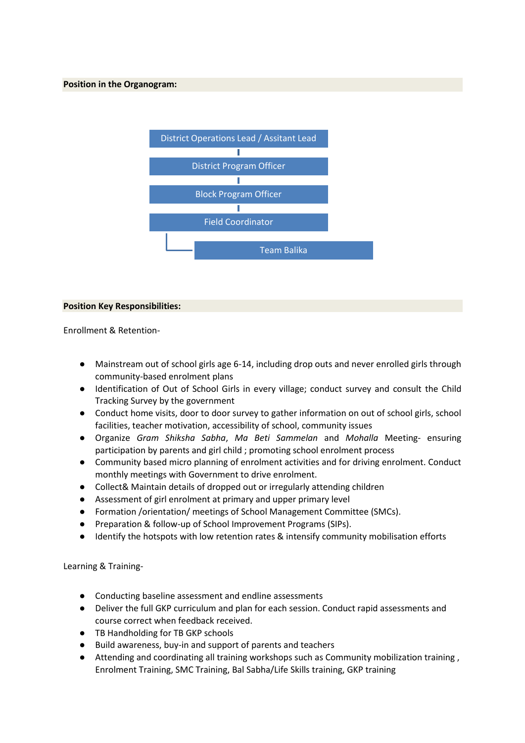**Position in the Organogram:**

District Operations Lead / Assitant Lead

District Program Officer

Block Program Officer

Field Coordinator

Team Balika

**Position Key Responsibilities:**

Enrollment & Retention-

- Mainstream out of school girls age 6-14, including drop outs and never enrolled girls through community-based enrolment plans
- Identification of Out of School Girls in every village; conduct survey and consult the Child Tracking Survey by the government
- Conduct home visits, door to door survey to gather information on out of school girls, school facilities, teacher motivation, accessibility of school, community issues
- Organize *Gram Shiksha Sabha*, *Ma Beti Sammelan* and *Mohalla* Meeting- ensuring participation by parents and girl child ; promoting school enrolment process
- Community based micro planning of enrolment activities and for driving enrolment. Conduct monthly meetings with Government to drive enrolment.
- Collect& Maintain details of dropped out or irregularly attending children
- Assessment of girl enrolment at primary and upper primary level
- Formation /orientation/ meetings of School Management Committee (SMCs).
- Preparation & follow-up of School Improvement Programs (SIPs).
- Identify the hotspots with low retention rates & intensify community mobilisation efforts

Learning & Training-

- Conducting baseline assessment and endline assessments
- Deliver the full GKP curriculum and plan for each session. Conduct rapid assessments and course correct when feedback received.
- TB Handholding for TB GKP schools
- Build awareness, buy-in and support of parents and teachers
- Attending and coordinating all training workshops such as Community mobilization training , Enrolment Training, SMC Training, Bal Sabha/Life Skills training, GKP training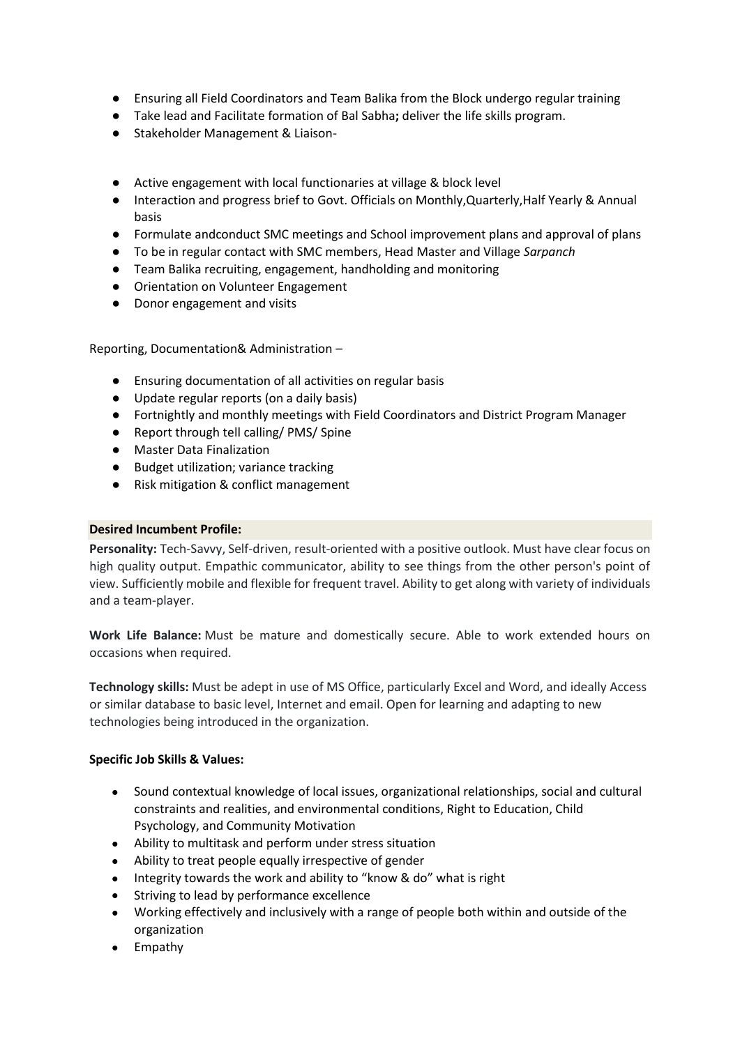- Ensuring all Field Coordinators and Team Balika from the Block undergo regular training
- Take lead and Facilitate formation of Bal Sabha**;** deliver the life skills program.
- Stakeholder Management & Liaison-

- Active engagement with local functionaries at village & block level
- Interaction and progress brief to Govt. Officials on Monthly,Quarterly,Half Yearly & Annual basis
- Formulate andconduct SMC meetings and School improvement plans and approval of plans
- To be in regular contact with SMC members, Head Master and Village *Sarpanch*
- Team Balika recruiting, engagement, handholding and monitoring
- Orientation on Volunteer Engagement
- Donor engagement and visits

Reporting, Documentation& Administration –

- Ensuring documentation of all activities on regular basis
- Update regular reports (on a daily basis)
- Fortnightly and monthly meetings with Field Coordinators and District Program Manager
- Report through tell calling/ PMS/ Spine
- Master Data Finalization
- Budget utilization; variance tracking
- Risk mitigation & conflict management

**Desired Incumbent Profile:**

**Personality:** Tech-Savvy, Self-driven, result-oriented with a positive outlook. Must have clear focus on high quality output. Empathic communicator, ability to see things from the other person's point of view. Sufficiently mobile and flexible for frequent travel. Ability to get along with variety of individuals and a team-player.

**Work Life Balance:** Must be mature and domestically secure. Able to work extended hours on occasions when required.

**Technology skills:** Must be adept in use of MS Office, particularly Excel and Word, and ideally Access or similar database to basic level, Internet and email. Open for learning and adapting to new technologies being introduced in the organization.

**Specific Job Skills & Values:**

- Sound contextual knowledge of local issues, organizational relationships, social and cultural constraints and realities, and environmental conditions, Right to Education, Child Psychology, and Community Motivation
- Ability to multitask and perform under stress situation
- Ability to treat people equally irrespective of gender
- Integrity towards the work and ability to "know & do" what is right
- Striving to lead by performance excellence
- Working effectively and inclusively with a range of people both within and outside of the organization
- Empathy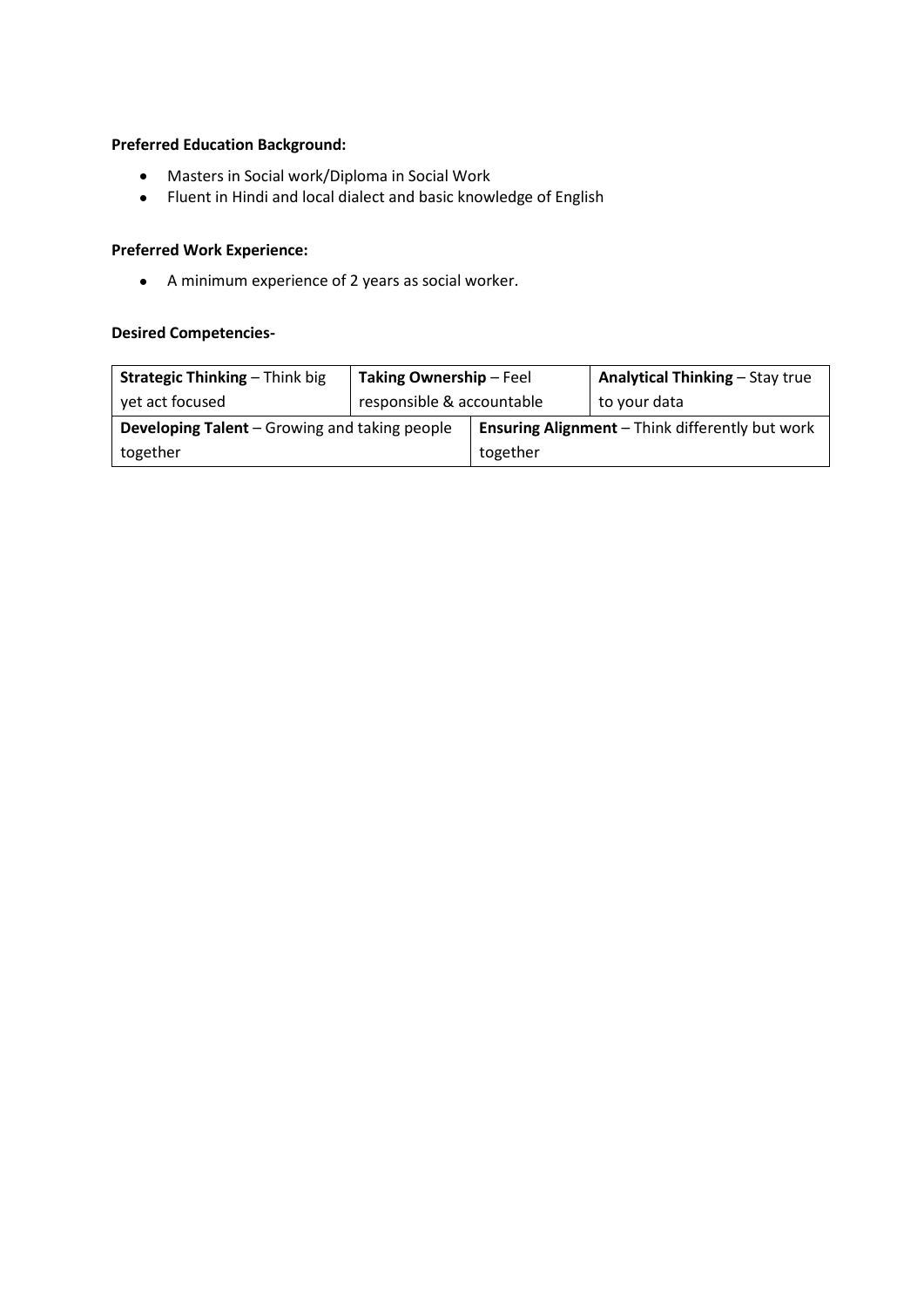**Preferred Education Background:**

- Masters in Social work/Diploma in Social Work
- Fluent in Hindi and local dialect and basic knowledge of English

**Preferred Work Experience:**

- A minimum experience of 2 years as social worker.

**Desired Competencies-**

| | | |
|---|---|---|
| **Strategic Thinking** – Think big yet act focused | **Taking Ownership** – Feel responsible & accountable | **Analytical Thinking** – Stay true to your data |
| **Developing Talent** – Growing and taking people together | **Ensuring Alignment** – Think differently but work together | |